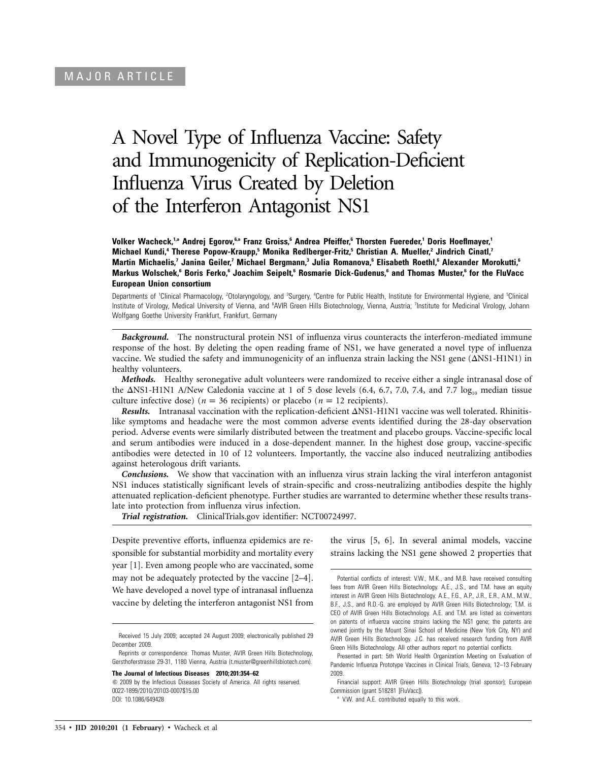MAJOR ARTICLE

# A Novel Type of Influenza Vaccine: Safety and Immunogenicity of Replication-Deficient Influenza Virus Created by Deletion of the Interferon Antagonist NS1

**Volker Wacheck,[1,a] Andrej Egorov,[6,a] Franz Groiss,[6] Andrea Pfeiffer,[6] Thorsten Fuereder,[1] Doris Hoeflmayer,[1] Michael Kundi,[4] Therese Popow-Kraupp,[5] Monika Redlberger-Fritz,[5] Christian A. Mueller,[2] Jindrich Cinatl,[7] Martin Michaelis,[7] Janina Geiler,[7] Michael Bergmann,[3] Julia Romanova,[6] Elisabeth Roethl,[6] Alexander Morokutti,[6] Markus Wolschek,[6] Boris Ferko,[6] Joachim Seipelt,[6] Rosmarie Dick-Gudenus,[6] and Thomas Muster,[6] for the FluVacc European Union consortium**

Departments of [1]Clinical Pharmacology, [2]Otolaryngology, and [3]Surgery, [4]Centre for Public Health, Institute for Environmental Hygiene, and [5]Clinical Institute of Virology, Medical University of Vienna, and [6]AVIR Green Hills Biotechnology, Vienna, Austria; [7]Institute for Medicinal Virology, Johann Wolfgang Goethe University Frankfurt, Frankfurt, Germany

***Background.*** The nonstructural protein NS1 of influenza virus counteracts the interferon-mediated immune response of the host. By deleting the open reading frame of NS1, we have generated a novel type of influenza vaccine. We studied the safety and immunogenicity of an influenza strain lacking the NS1 gene (ΔNS1-H1N1) in healthy volunteers.

***Methods.*** Healthy seronegative adult volunteers were randomized to receive either a single intranasal dose of the ΔNS1-H1N1 A/New Caledonia vaccine at 1 of 5 dose levels (6.4, 6.7, 7.0, 7.4, and 7.7 $\log_{10}$ median tissue culture infective dose) ($n = 36$ recipients) or placebo ($n = 12$ recipients).

***Results.*** Intranasal vaccination with the replication-deficient ΔNS1-H1N1 vaccine was well tolerated. Rhinitis-like symptoms and headache were the most common adverse events identified during the 28-day observation period. Adverse events were similarly distributed between the treatment and placebo groups. Vaccine-specific local and serum antibodies were induced in a dose-dependent manner. In the highest dose group, vaccine-specific antibodies were detected in 10 of 12 volunteers. Importantly, the vaccine also induced neutralizing antibodies against heterologous drift variants.

***Conclusions.*** We show that vaccination with an influenza virus strain lacking the viral interferon antagonist NS1 induces statistically significant levels of strain-specific and cross-neutralizing antibodies despite the highly attenuated replication-deficient phenotype. Further studies are warranted to determine whether these results translate into protection from influenza virus infection.

***Trial registration.*** ClinicalTrials.gov identifier: NCT00724997.

Despite preventive efforts, influenza epidemics are responsible for substantial morbidity and mortality every year [1]. Even among people who are vaccinated, some may not be adequately protected by the vaccine [2–4]. We have developed a novel type of intranasal influenza vaccine by deleting the interferon antagonist NS1 from the virus [5, 6]. In several animal models, vaccine strains lacking the NS1 gene showed 2 properties that

Received 15 July 2009; accepted 24 August 2009; electronically published 29 December 2009.

Reprints or correspondence: Thomas Muster, AVIR Green Hills Biotechnology, Gersthoferstrasse 29-31, 1180 Vienna, Austria (t.muster@greenhillsbiotech.com).

**The Journal of Infectious Diseases 2010; 201:354–62**
© 2009 by the Infectious Diseases Society of America. All rights reserved.
0022-1899/2010/20103-0007$15.00
DOI: 10.1086/649428

Potential conflicts of interest: V.W., M.K., and M.B. have received consulting fees from AVIR Green Hills Biotechnology. A.E., J.S., and T.M. have an equity interest in AVIR Green Hills Biotechnology. A.E., F.G., A.P., J.R., E.R., A.M., M.W., B.F., J.S., and R.D.-G. are employed by AVIR Green Hills Biotechnology; T.M. is CEO of AVIR Green Hills Biotechnology. A.E. and T.M. are listed as coinventors on patents of influenza vaccine strains lacking the NS1 gene; the patents are owned jointly by the Mount Sinai School of Medicine (New York City, NY) and AVIR Green Hills Biotechnology. J.C. has received research funding from AVIR Green Hills Biotechnology. All other authors report no potential conflicts.

Presented in part: 5th World Health Organization Meeting on Evaluation of Pandemic Influenza Prototype Vaccines in Clinical Trials, Geneva, 12–13 February 2009.

Financial support: AVIR Green Hills Biotechnology (trial sponsor); European Commission (grant 518281 [FluVacc]).

[a] V.W. and A.E. contributed equally to this work.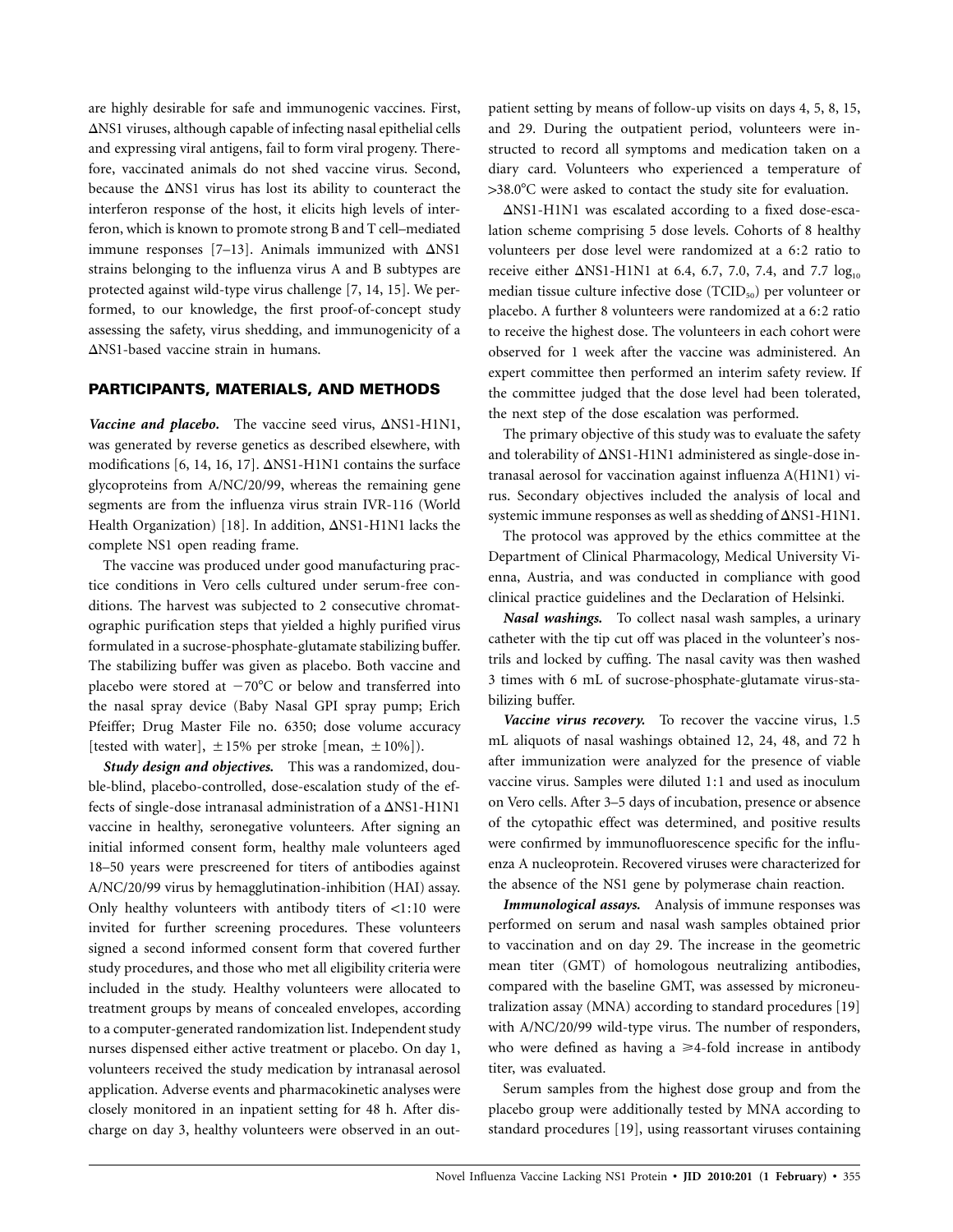are highly desirable for safe and immunogenic vaccines. First, ΔNS1 viruses, although capable of infecting nasal epithelial cells and expressing viral antigens, fail to form viral progeny. Therefore, vaccinated animals do not shed vaccine virus. Second, because the ΔNS1 virus has lost its ability to counteract the interferon response of the host, it elicits high levels of interferon, which is known to promote strong B and T cell–mediated immune responses [7–13]. Animals immunized with ΔNS1 strains belonging to the influenza virus A and B subtypes are protected against wild-type virus challenge [7, 14, 15]. We performed, to our knowledge, the first proof-of-concept study assessing the safety, virus shedding, and immunogenicity of a ΔNS1-based vaccine strain in humans.

## PARTICIPANTS, MATERIALS, AND METHODS

***Vaccine and placebo.*** The vaccine seed virus, ΔNS1-H1N1, was generated by reverse genetics as described elsewhere, with modifications [6, 14, 16, 17]. ΔNS1-H1N1 contains the surface glycoproteins from A/NC/20/99, whereas the remaining gene segments are from the influenza virus strain IVR-116 (World Health Organization) [18]. In addition, ΔNS1-H1N1 lacks the complete NS1 open reading frame.

The vaccine was produced under good manufacturing practice conditions in Vero cells cultured under serum-free conditions. The harvest was subjected to 2 consecutive chromatographic purification steps that yielded a highly purified virus formulated in a sucrose-phosphate-glutamate stabilizing buffer. The stabilizing buffer was given as placebo. Both vaccine and placebo were stored at $-70°C$ or below and transferred into the nasal spray device (Baby Nasal GPI spray pump; Erich Pfeiffer; Drug Master File no. 6350; dose volume accuracy [tested with water], $\pm 15\%$ per stroke [mean, $\pm 10\%$]).

***Study design and objectives.*** This was a randomized, double-blind, placebo-controlled, dose-escalation study of the effects of single-dose intranasal administration of a ΔNS1-H1N1 vaccine in healthy, seronegative volunteers. After signing an initial informed consent form, healthy male volunteers aged 18–50 years were prescreened for titers of antibodies against A/NC/20/99 virus by hemagglutination-inhibition (HAI) assay. Only healthy volunteers with antibody titers of <1:10 were invited for further screening procedures. These volunteers signed a second informed consent form that covered further study procedures, and those who met all eligibility criteria were included in the study. Healthy volunteers were allocated to treatment groups by means of concealed envelopes, according to a computer-generated randomization list. Independent study nurses dispensed either active treatment or placebo. On day 1, volunteers received the study medication by intranasal aerosol application. Adverse events and pharmacokinetic analyses were closely monitored in an inpatient setting for 48 h. After discharge on day 3, healthy volunteers were observed in an outpatient setting by means of follow-up visits on days 4, 5, 8, 15, and 29. During the outpatient period, volunteers were instructed to record all symptoms and medication taken on a diary card. Volunteers who experienced a temperature of >38.0°C were asked to contact the study site for evaluation.

ΔNS1-H1N1 was escalated according to a fixed dose-escalation scheme comprising 5 dose levels. Cohorts of 8 healthy volunteers per dose level were randomized at a 6:2 ratio to receive either ΔNS1-H1N1 at 6.4, 6.7, 7.0, 7.4, and 7.7 $\log_{10}$ median tissue culture infective dose ($TCID_{50}$) per volunteer or placebo. A further 8 volunteers were randomized at a 6:2 ratio to receive the highest dose. The volunteers in each cohort were observed for 1 week after the vaccine was administered. An expert committee then performed an interim safety review. If the committee judged that the dose level had been tolerated, the next step of the dose escalation was performed.

The primary objective of this study was to evaluate the safety and tolerability of ΔNS1-H1N1 administered as single-dose intranasal aerosol for vaccination against influenza A(H1N1) virus. Secondary objectives included the analysis of local and systemic immune responses as well as shedding of ΔNS1-H1N1.

The protocol was approved by the ethics committee at the Department of Clinical Pharmacology, Medical University Vienna, Austria, and was conducted in compliance with good clinical practice guidelines and the Declaration of Helsinki.

***Nasal washings.*** To collect nasal wash samples, a urinary catheter with the tip cut off was placed in the volunteer's nostrils and locked by cuffing. The nasal cavity was then washed 3 times with 6 mL of sucrose-phosphate-glutamate virus-stabilizing buffer.

***Vaccine virus recovery.*** To recover the vaccine virus, 1.5 mL aliquots of nasal washings obtained 12, 24, 48, and 72 h after immunization were analyzed for the presence of viable vaccine virus. Samples were diluted 1:1 and used as inoculum on Vero cells. After 3–5 days of incubation, presence or absence of the cytopathic effect was determined, and positive results were confirmed by immunofluorescence specific for the influenza A nucleoprotein. Recovered viruses were characterized for the absence of the NS1 gene by polymerase chain reaction.

***Immunological assays.*** Analysis of immune responses was performed on serum and nasal wash samples obtained prior to vaccination and on day 29. The increase in the geometric mean titer (GMT) of homologous neutralizing antibodies, compared with the baseline GMT, was assessed by microneutralization assay (MNA) according to standard procedures [19] with A/NC/20/99 wild-type virus. The number of responders, who were defined as having a $\geq$4-fold increase in antibody titer, was evaluated.

Serum samples from the highest dose group and from the placebo group were additionally tested by MNA according to standard procedures [19], using reassortant viruses containing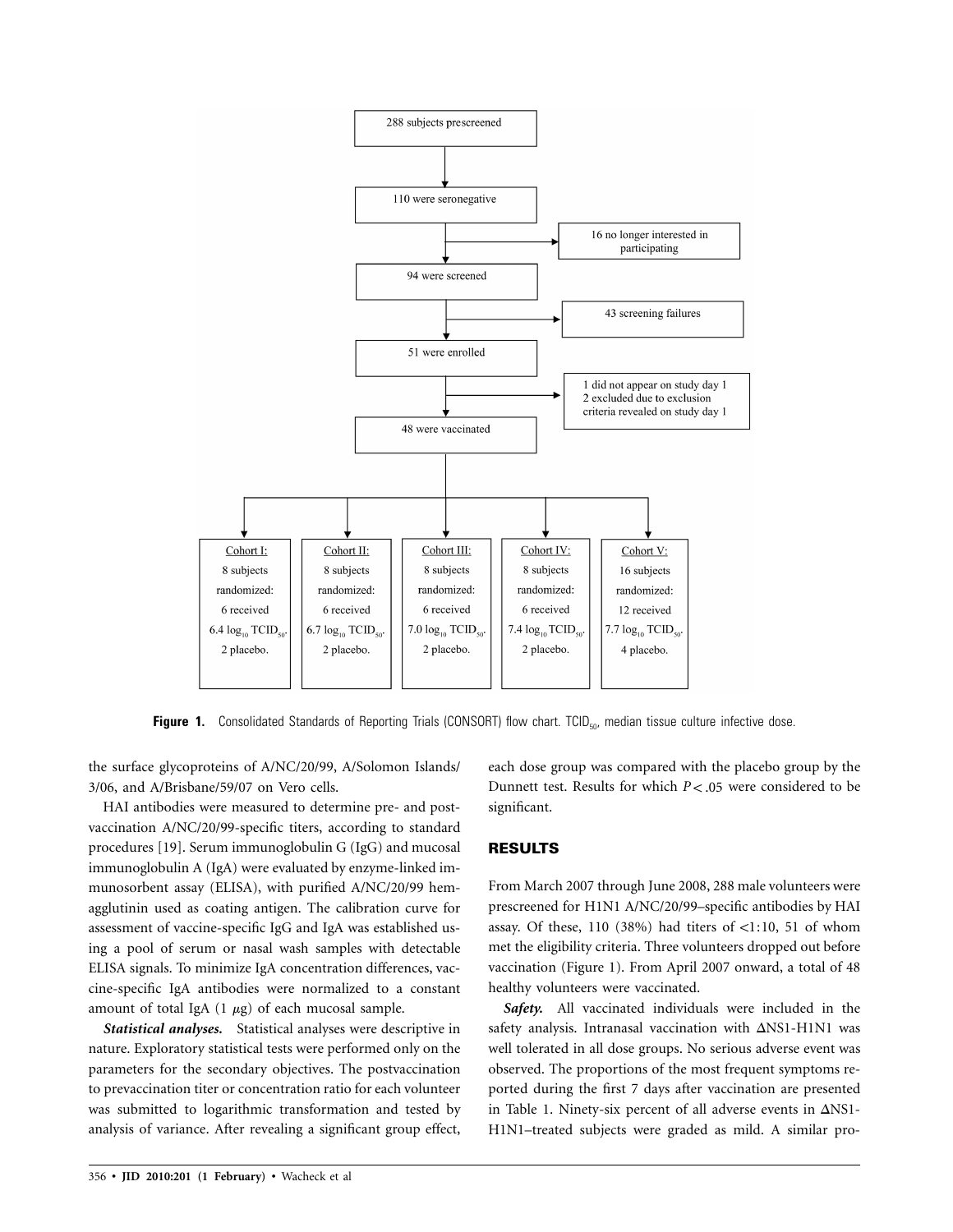288 subjects prescreened

110 were seronegative

16 no longer interested in participating

94 were screened

43 screening failures

51 were enrolled

1 did not appear on study day 1
2 excluded due to exclusion criteria revealed on study day 1

48 were vaccinated

| Cohort I: | Cohort II: | Cohort III: | Cohort IV: | Cohort V: |
|---|---|---|---|---|
| 8 subjects randomized: 6 received 6.4 $\log_{10}$ $TCID_{50}$, 2 placebo. | 8 subjects randomized: 6 received 6.7 $\log_{10}$ $TCID_{50}$, 2 placebo. | 8 subjects randomized: 6 received 7.0 $\log_{10}$ $TCID_{50}$, 2 placebo. | 8 subjects randomized: 6 received 7.4 $\log_{10}$ $TCID_{50}$, 2 placebo. | 16 subjects randomized: 12 received 7.7 $\log_{10}$ $TCID_{50}$, 4 placebo. |

**Figure 1.** Consolidated Standards of Reporting Trials (CONSORT) flow chart. $TCID_{50}$, median tissue culture infective dose.

the surface glycoproteins of A/NC/20/99, A/Solomon Islands/3/06, and A/Brisbane/59/07 on Vero cells.

HAI antibodies were measured to determine pre- and postvaccination A/NC/20/99-specific titers, according to standard procedures [19]. Serum immunoglobulin G (IgG) and mucosal immunoglobulin A (IgA) were evaluated by enzyme-linked immunosorbent assay (ELISA), with purified A/NC/20/99 hemagglutinin used as coating antigen. The calibration curve for assessment of vaccine-specific IgG and IgA was established using a pool of serum or nasal wash samples with detectable ELISA signals. To minimize IgA concentration differences, vaccine-specific IgA antibodies were normalized to a constant amount of total IgA (1 $\mu$g) of each mucosal sample.

***Statistical analyses.*** Statistical analyses were descriptive in nature. Exploratory statistical tests were performed only on the parameters for the secondary objectives. The postvaccination to prevaccination titer or concentration ratio for each volunteer was submitted to logarithmic transformation and tested by analysis of variance. After revealing a significant group effect, each dose group was compared with the placebo group by the Dunnett test. Results for which $P < .05$ were considered to be significant.

## RESULTS

From March 2007 through June 2008, 288 male volunteers were prescreened for H1N1 A/NC/20/99–specific antibodies by HAI assay. Of these, 110 (38%) had titers of <1:10, 51 of whom met the eligibility criteria. Three volunteers dropped out before vaccination (Figure 1). From April 2007 onward, a total of 48 healthy volunteers were vaccinated.

***Safety.*** All vaccinated individuals were included in the safety analysis. Intranasal vaccination with ΔNS1-H1N1 was well tolerated in all dose groups. No serious adverse event was observed. The proportions of the most frequent symptoms reported during the first 7 days after vaccination are presented in Table 1. Ninety-six percent of all adverse events in ΔNS1-H1N1–treated subjects were graded as mild. A similar pro-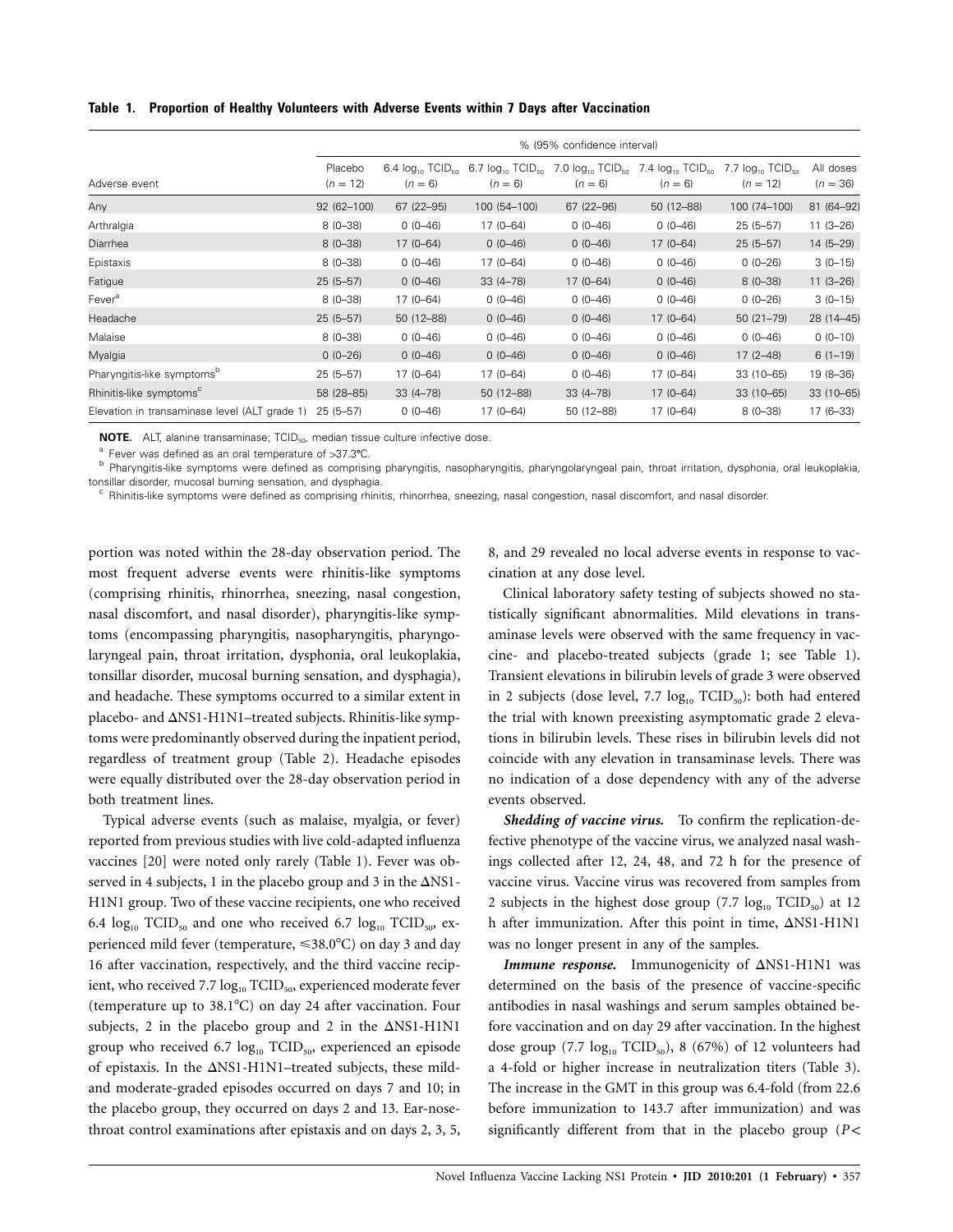**Table 1. Proportion of Healthy Volunteers with Adverse Events within 7 Days after Vaccination**

| | % (95% confidence interval) | | | | | | |
|---|---|---|---|---|---|---|---|
| Adverse event | Placebo ($n = 12$) | 6.4 $\log_{10}$ $TCID_{50}$ ($n = 6$) | 6.7 $\log_{10}$ $TCID_{50}$ ($n = 6$) | 7.0 $\log_{10}$ $TCID_{50}$ ($n = 6$) | 7.4 $\log_{10}$ $TCID_{50}$ ($n = 6$) | 7.7 $\log_{10}$ $TCID_{50}$ ($n = 12$) | All doses ($n = 36$) |
| Any | 92 (62–100) | 67 (22–95) | 100 (54–100) | 67 (22–96) | 50 (12–88) | 100 (74–100) | 81 (64–92) |
| Arthralgia | 8 (0–38) | 0 (0–46) | 17 (0–64) | 0 (0–46) | 0 (0–46) | 25 (5–57) | 11 (3–26) |
| Diarrhea | 8 (0–38) | 17 (0–64) | 0 (0–46) | 0 (0–46) | 17 (0–64) | 25 (5–57) | 14 (5–29) |
| Epistaxis | 8 (0–38) | 0 (0–46) | 17 (0–64) | 0 (0–46) | 0 (0–46) | 0 (0–26) | 3 (0–15) |
| Fatigue | 25 (5–57) | 0 (0–46) | 33 (4–78) | 17 (0–64) | 0 (0–46) | 8 (0–38) | 11 (3–26) |
| Fever[a] | 8 (0–38) | 17 (0–64) | 0 (0–46) | 0 (0–46) | 0 (0–46) | 0 (0–26) | 3 (0–15) |
| Headache | 25 (5–57) | 50 (12–88) | 0 (0–46) | 0 (0–46) | 17 (0–64) | 50 (21–79) | 28 (14–45) |
| Malaise | 8 (0–38) | 0 (0–46) | 0 (0–46) | 0 (0–46) | 0 (0–46) | 0 (0–46) | 0 (0–10) |
| Myalgia | 0 (0–26) | 0 (0–46) | 0 (0–46) | 0 (0–46) | 0 (0–46) | 17 (2–48) | 6 (1–19) |
| Pharyngitis-like symptoms[b] | 25 (5–57) | 17 (0–64) | 17 (0–64) | 0 (0–46) | 17 (0–64) | 33 (10–65) | 19 (8–36) |
| Rhinitis-like symptoms[c] | 58 (28–85) | 33 (4–78) | 50 (12–88) | 33 (4–78) | 17 (0–64) | 33 (10–65) | 33 (10–65) |
| Elevation in transaminase level (ALT grade 1) | 25 (5–57) | 0 (0–46) | 17 (0–64) | 50 (12–88) | 17 (0–64) | 8 (0–38) | 17 (6–33) |

**NOTE.** ALT, alanine transaminase; $TCID_{50}$, median tissue culture infective dose.

[a] Fever was defined as an oral temperature of >37.3°C.

[b] Pharyngitis-like symptoms were defined as comprising pharyngitis, nasopharyngitis, pharyngolaryngeal pain, throat irritation, dysphonia, oral leukoplakia, tonsillar disorder, mucosal burning sensation, and dysphagia.

[c] Rhinitis-like symptoms were defined as comprising rhinitis, rhinorrhea, sneezing, nasal congestion, nasal discomfort, and nasal disorder.

portion was noted within the 28-day observation period. The most frequent adverse events were rhinitis-like symptoms (comprising rhinitis, rhinorrhea, sneezing, nasal congestion, nasal discomfort, and nasal disorder), pharyngitis-like symptoms (encompassing pharyngitis, nasopharyngitis, pharyngolaryngeal pain, throat irritation, dysphonia, oral leukoplakia, tonsillar disorder, mucosal burning sensation, and dysphagia), and headache. These symptoms occurred to a similar extent in placebo- and ΔNS1-H1N1–treated subjects. Rhinitis-like symptoms were predominantly observed during the inpatient period, regardless of treatment group (Table 2). Headache episodes were equally distributed over the 28-day observation period in both treatment lines.

Typical adverse events (such as malaise, myalgia, or fever) reported from previous studies with live cold-adapted influenza vaccines [20] were noted only rarely (Table 1). Fever was observed in 4 subjects, 1 in the placebo group and 3 in the ΔNS1-H1N1 group. Two of these vaccine recipients, one who received 6.4 $\log_{10}$ $TCID_{50}$ and one who received 6.7 $\log_{10}$ $TCID_{50}$, experienced mild fever (temperature, ≤38.0°C) on day 3 and day 16 after vaccination, respectively, and the third vaccine recipient, who received 7.7 $\log_{10}$ $TCID_{50}$, experienced moderate fever (temperature up to 38.1°C) on day 24 after vaccination. Four subjects, 2 in the placebo group and 2 in the ΔNS1-H1N1 group who received 6.7 $\log_{10}$ $TCID_{50}$, experienced an episode of epistaxis. In the ΔNS1-H1N1–treated subjects, these mild- and moderate-graded episodes occurred on days 7 and 10; in the placebo group, they occurred on days 2 and 13. Ear-nose-throat control examinations after epistaxis and on days 2, 3, 5, 8, and 29 revealed no local adverse events in response to vaccination at any dose level.

Clinical laboratory safety testing of subjects showed no statistically significant abnormalities. Mild elevations in transaminase levels were observed with the same frequency in vaccine- and placebo-treated subjects (grade 1; see Table 1). Transient elevations in bilirubin levels of grade 3 were observed in 2 subjects (dose level, 7.7 $\log_{10}$ $TCID_{50}$): both had entered the trial with known preexisting asymptomatic grade 2 elevations in bilirubin levels. These rises in bilirubin levels did not coincide with any elevation in transaminase levels. There was no indication of a dose dependency with any of the adverse events observed.

***Shedding of vaccine virus.*** To confirm the replication-defective phenotype of the vaccine virus, we analyzed nasal washings collected after 12, 24, 48, and 72 h for the presence of vaccine virus. Vaccine virus was recovered from samples from 2 subjects in the highest dose group (7.7 $\log_{10}$ $TCID_{50}$) at 12 h after immunization. After this point in time, ΔNS1-H1N1 was no longer present in any of the samples.

***Immune response.*** Immunogenicity of ΔNS1-H1N1 was determined on the basis of the presence of vaccine-specific antibodies in nasal washings and serum samples obtained before vaccination and on day 29 after vaccination. In the highest dose group (7.7 $\log_{10}$ $TCID_{50}$), 8 (67%) of 12 volunteers had a 4-fold or higher increase in neutralization titers (Table 3). The increase in the GMT in this group was 6.4-fold (from 22.6 before immunization to 143.7 after immunization) and was significantly different from that in the placebo group ($P <$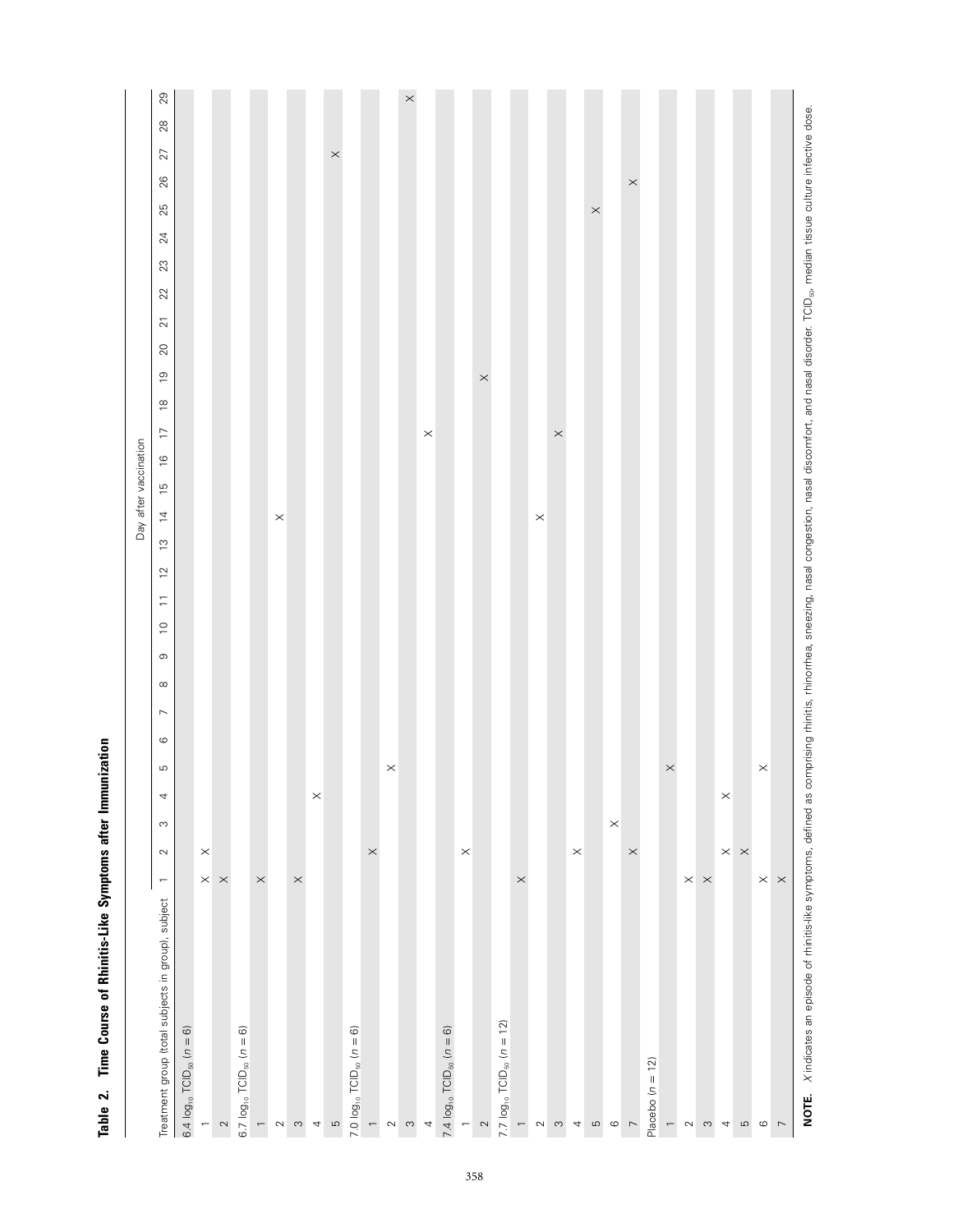**Table 2. Time Course of Rhinitis-Like Symptoms after Immunization**

| Treatment group (total subjects in group), subject | Day after vaccination | | | | | | | | | | | | | | | | | | | | | | | | | | | | |
|---|---|---|---|---|---|---|---|---|---|---|---|---|---|---|---|---|---|---|---|---|---|---|---|---|---|---|---|---|---|
| | 1 | 2 | 3 | 4 | 5 | 6 | 7 | 8 | 9 | 10 | 11 | 12 | 13 | 14 | 15 | 16 | 17 | 18 | 19 | 20 | 21 | 22 | 23 | 24 | 25 | 26 | 27 | 28 | 29 |
| 6.4 $\log_{10}$ $TCID_{50}$ ($n = 6$) | | | | | | | | | | | | | | | | | | | | | | | | | | | | | |
| 1 | X | X | | | | | | | | | | | | | | | | | | | | | | | | | | | |
| 2 | X | | | | | | | | | | | | | | | | | | | | | | | | | | | | |
| 6.7 $\log_{10}$ $TCID_{50}$ ($n = 6$) | | | | | | | | | | | | | | | | | | | | | | | | | | | | | |
| 1 | X | | | | | | | | | | | | | | | | | | | | | | | | | | | | |
| 2 | | | | | | | | | | | | | | X | | | | | | | | | | | | | | | |
| 3 | X | | | | | | | | | | | | | | | | | | | | | | | | | | | | |
| 4 | | | | X | | | | | | | | | | | | | | | | | | | | | | | | | |
| 5 | | | | | | | | | | | | | | | | | | | | | | | | | | | X | | |
| 7.0 $\log_{10}$ $TCID_{50}$ ($n = 6$) | | | | | | | | | | | | | | | | | | | | | | | | | | | | | |
| 1 | | X | | | | | | | | | | | | | | | | | | | | | | | | | | | |
| 2 | | | | | X | | | | | | | | | | | | | | | | | | | | | | | | |
| 3 | | | | | | | | | | | | | | | | | | | | | | | | | | | | | X |
| 4 | | | | | | | | | | | | | | | | | X | | | | | | | | | | | | |
| 7.4 $\log_{10}$ $TCID_{50}$ ($n = 6$) | | | | | | | | | | | | | | | | | | | | | | | | | | | | | |
| 1 | | X | | | | | | | | | | | | | | | | | | | | | | | | | | | |
| 2 | | | | | | | | | | | | | | | | | | | X | | | | | | | | | | |
| 7.7 $\log_{10}$ $TCID_{50}$ ($n = 12$) | | | | | | | | | | | | | | | | | | | | | | | | | | | | | |
| 1 | X | | | | | | | | | | | | | | | | | | | | | | | | | | | | |
| 2 | | | | | | | | | | | | | | X | | | | | | | | | | | | | | | |
| 3 | | | | | | | | | | | | | | | | | X | | | | | | | | | | | | |
| 4 | | X | | | | | | | | | | | | | | | | | | | | | | | | | | | |
| 5 | | | | | | | | | | | | | | | | | | | | | | | | | X | | | | |
| 6 | | | X | | | | | | | | | | | | | | | | | | | | | | | | | | |
| 7 | | X | | | | | | | | | | | | | | | | | | | | | | | | X | | | |
| Placebo ($n = 12$) | | | | | | | | | | | | | | | | | | | | | | | | | | | | | |
| 1 | | | | | X | | | | | | | | | | | | | | | | | | | | | | | | |
| 2 | X | | | | | | | | | | | | | | | | | | | | | | | | | | | | |
| 3 | X | | | | | | | | | | | | | | | | | | | | | | | | | | | | |
| 4 | | X | | X | | | | | | | | | | | | | | | | | | | | | | | | | |
| 5 | | X | | | | | | | | | | | | | | | | | | | | | | | | | | | |
| 6 | X | | | | X | | | | | | | | | | | | | | | | | | | | | | | | |
| 7 | X | | | | | | | | | | | | | | | | | | | | | | | | | | | | |

**NOTE.** *X* indicates an episode of rhinitis-like symptoms, defined as comprising rhinitis, rhinorrhea, sneezing, nasal congestion, nasal discomfort, and nasal disorder. $TCID_{50}$, median tissue culture infective dose.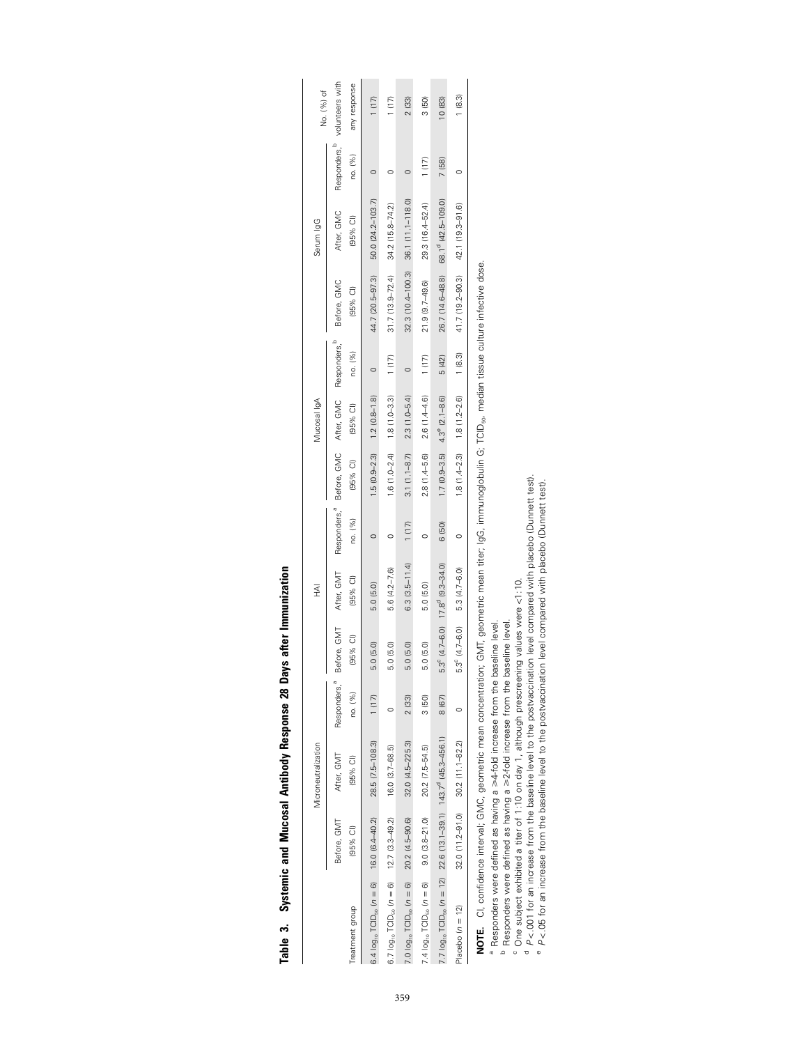**Table 3. Systemic and Mucosal Antibody Response 28 Days after Immunization**

| Treatment group | Microneutralization | | | HAI | | | Mucosal IgA | | | Serum IgG | | | No. (%) of volunteers with any response |
|---|---|---|---|---|---|---|---|---|---|---|---|---|---|
| | Before, GMT (95% CI) | After, GMT (95% CI) | Responders,[a] no. (%) | Before, GMT (95% CI) | After, GMT (95% CI) | Responders,[a] no. (%) | Before, GMC (95% CI) | After, GMC (95% CI) | Responders,[b] no. (%) | Before, GMC (95% CI) | After, GMC (95% CI) | Responders,[b] no. (%) | |
| 6.4 $\log_{10}$ $TCID_{50}$ ($n = 6$) | 16.0 (6.4–40.2) | 28.5 (7.5–108.3) | 1 (17) | 5.0 (5.0) | 5.0 (5.0) | 0 | 1.5 (0.9–2.3) | 1.2 (0.8–1.8) | 0 | 44.7 (20.5–97.3) | 50.0 (24.2–103.7) | 0 | 1 (17) |
| 6.7 $\log_{10}$ $TCID_{50}$ ($n = 6$) | 12.7 (3.3–49.2) | 16.0 (3.7–68.5) | 0 | 5.0 (5.0) | 5.6 (4.2–7.6) | 0 | 1.6 (1.0–2.4) | 1.8 (1.0–3.3) | 1 (17) | 31.7 (13.9–72.4) | 34.2 (15.8–74.2) | 0 | 1 (17) |
| 7.0 $\log_{10}$ $TCID_{50}$ ($n = 6$) | 20.2 (4.5–90.6) | 32.0 (4.5–225.3) | 2 (33) | 5.0 (5.0) | 6.3 (3.5–11.4) | 1 (17) | 3.1 (1.1–8.7) | 2.3 (1.0–5.4) | 0 | 32.3 (10.4–100.3) | 36.1 (11.1–118.0) | 0 | 2 (33) |
| 7.4 $\log_{10}$ $TCID_{50}$ ($n = 6$) | 9.0 (3.8–21.0) | 20.2 (7.5–54.5) | 3 (50) | 5.0 (5.0) | 5.0 (5.0) | 0 | 2.8 (1.4–5.6) | 2.6 (1.4–4.6) | 1 (17) | 21.9 (9.7–49.6) | 29.3 (16.4–52.4) | 1 (17) | 3 (50) |
| 7.7 $\log_{10}$ $TCID_{50}$ ($n = 12$) | 22.6 (13.1–39.1) | 143.7[d] (45.3–456.1) | 8 (67) | 5.3[c] (4.7–6.0) | 17.8[d] (9.3–34.0) | 6 (50) | 1.7 (0.9–3.5) | 4.3[e] (2.1–8.6) | 5 (42) | 26.7 (14.6–48.8) | 68.1[d] (42.5–109.0) | 7 (58) | 10 (83) |
| Placebo ($n = 12$) | 32.0 (11.2–91.0) | 30.2 (11.1–82.2) | 0 | 5.3[c] (4.7–6.0) | 5.3 (4.7–6.0) | 0 | 1.8 (1.4–2.3) | 1.8 (1.2–2.6) | 1 (8.3) | 41.7 (19.2–90.3) | 42.1 (19.3–91.6) | 0 | 1 (8.3) |

**NOTE.** CI, confidence interval; GMC, geometric mean concentration; GMT, geometric mean titer; IgG, immunoglobulin G; $TCID_{50}$, median tissue culture infective dose.

[a] Responders were defined as having a ≥4-fold increase from the baseline level.

[b] Responders were defined as having a ≥2-fold increase from the baseline level.

[c] One subject exhibited a titer of 1:10 on day 1, although prescreening values were <1:10.

[d] $P < .001$ for an increase from the baseline level to the postvaccination level compared with placebo (Dunnett test).

[e] $P < .05$ for an increase from the baseline level to the postvaccination level compared with placebo (Dunnett test).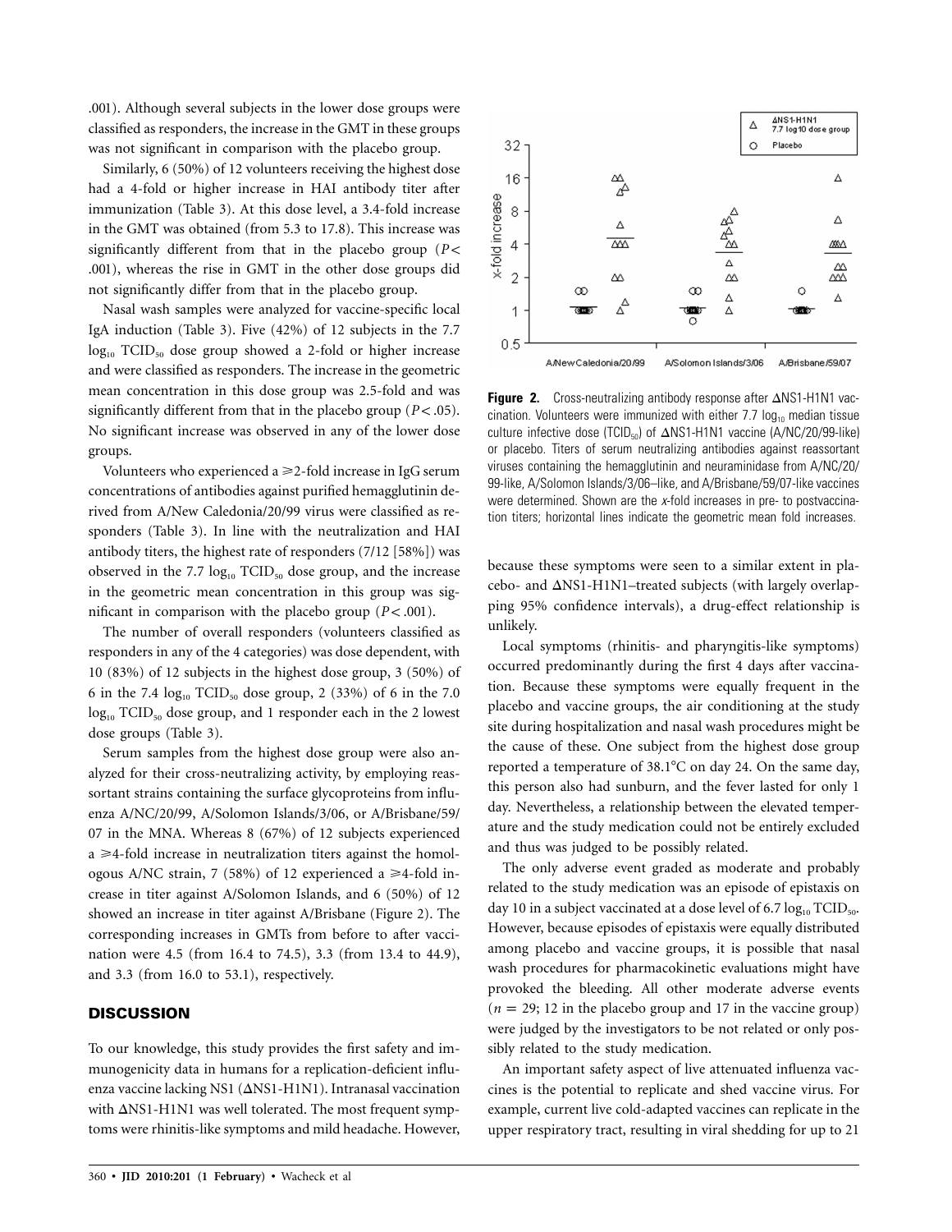.001). Although several subjects in the lower dose groups were classified as responders, the increase in the GMT in these groups was not significant in comparison with the placebo group.

Similarly, 6 (50%) of 12 volunteers receiving the highest dose had a 4-fold or higher increase in HAI antibody titer after immunization (Table 3). At this dose level, a 3.4-fold increase in the GMT was obtained (from 5.3 to 17.8). This increase was significantly different from that in the placebo group ($P < .001$), whereas the rise in GMT in the other dose groups did not significantly differ from that in the placebo group.

Nasal wash samples were analyzed for vaccine-specific local IgA induction (Table 3). Five (42%) of 12 subjects in the 7.7 $\log_{10}$ $TCID_{50}$ dose group showed a 2-fold or higher increase and were classified as responders. The increase in the geometric mean concentration in this dose group was 2.5-fold and was significantly different from that in the placebo group ($P < .05$). No significant increase was observed in any of the lower dose groups.

Volunteers who experienced a ≥2-fold increase in IgG serum concentrations of antibodies against purified hemagglutinin derived from A/New Caledonia/20/99 virus were classified as responders (Table 3). In line with the neutralization and HAI antibody titers, the highest rate of responders (7/12 [58%]) was observed in the 7.7 $\log_{10}$ $TCID_{50}$ dose group, and the increase in the geometric mean concentration in this group was significant in comparison with the placebo group ($P < .001$).

The number of overall responders (volunteers classified as responders in any of the 4 categories) was dose dependent, with 10 (83%) of 12 subjects in the highest dose group, 3 (50%) of 6 in the 7.4 $\log_{10}$ $TCID_{50}$ dose group, 2 (33%) of 6 in the 7.0 $\log_{10}$ $TCID_{50}$ dose group, and 1 responder each in the 2 lowest dose groups (Table 3).

Serum samples from the highest dose group were also analyzed for their cross-neutralizing activity, by employing reassortant strains containing the surface glycoproteins from influenza A/NC/20/99, A/Solomon Islands/3/06, or A/Brisbane/59/07 in the MNA. Whereas 8 (67%) of 12 subjects experienced a ≥4-fold increase in neutralization titers against the homologous A/NC strain, 7 (58%) of 12 experienced a ≥4-fold increase in titer against A/Solomon Islands, and 6 (50%) of 12 showed an increase in titer against A/Brisbane (Figure 2). The corresponding increases in GMTs from before to after vaccination were 4.5 (from 16.4 to 74.5), 3.3 (from 13.4 to 44.9), and 3.3 (from 16.0 to 53.1), respectively.

## DISCUSSION

To our knowledge, this study provides the first safety and immunogenicity data in humans for a replication-deficient influenza vaccine lacking NS1 (ΔNS1-H1N1). Intranasal vaccination with ΔNS1-H1N1 was well tolerated. The most frequent symptoms were rhinitis-like symptoms and mild headache. However, because these symptoms were seen to a similar extent in placebo- and ΔNS1-H1N1–treated subjects (with largely overlapping 95% confidence intervals), a drug-effect relationship is unlikely.

**Figure 2.** Cross-neutralizing antibody response after ΔNS1-H1N1 vaccination. Volunteers were immunized with either 7.7 $\log_{10}$ median tissue culture infective dose ($TCID_{50}$) of ΔNS1-H1N1 vaccine (A/NC/20/99-like) or placebo. Titers of serum neutralizing antibodies against reassortant viruses containing the hemagglutinin and neuraminidase from A/NC/20/99-like, A/Solomon Islands/3/06–like, and A/Brisbane/59/07-like vaccines were determined. Shown are the *x*-fold increases in pre- to postvaccination titers; horizontal lines indicate the geometric mean fold increases.

Local symptoms (rhinitis- and pharyngitis-like symptoms) occurred predominantly during the first 4 days after vaccination. Because these symptoms were equally frequent in the placebo and vaccine groups, the air conditioning at the study site during hospitalization and nasal wash procedures might be the cause of these. One subject from the highest dose group reported a temperature of 38.1°C on day 24. On the same day, this person also had sunburn, and the fever lasted for only 1 day. Nevertheless, a relationship between the elevated temperature and the study medication could not be entirely excluded and thus was judged to be possibly related.

The only adverse event graded as moderate and probably related to the study medication was an episode of epistaxis on day 10 in a subject vaccinated at a dose level of 6.7 $\log_{10}$ $TCID_{50}$. However, because episodes of epistaxis were equally distributed among placebo and vaccine groups, it is possible that nasal wash procedures for pharmacokinetic evaluations might have provoked the bleeding. All other moderate adverse events ($n = 29$; 12 in the placebo group and 17 in the vaccine group) were judged by the investigators to be not related or only possibly related to the study medication.

An important safety aspect of live attenuated influenza vaccines is the potential to replicate and shed vaccine virus. For example, current live cold-adapted vaccines can replicate in the upper respiratory tract, resulting in viral shedding for up to 21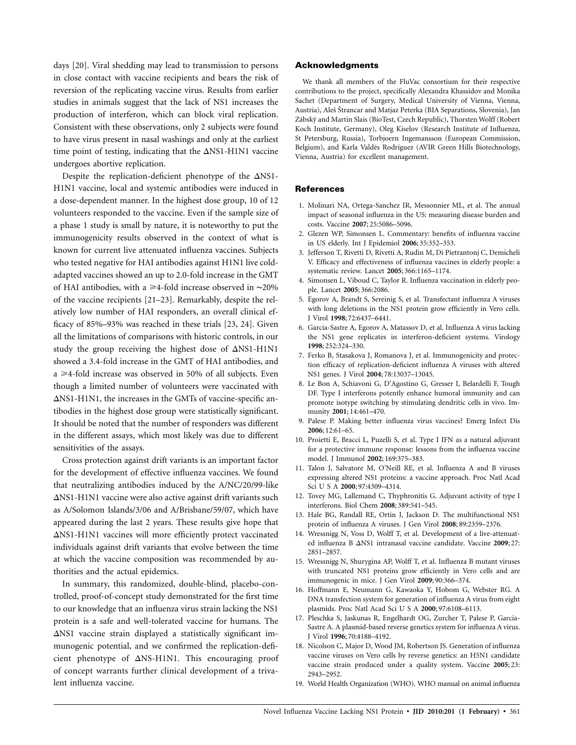days [20]. Viral shedding may lead to transmission to persons in close contact with vaccine recipients and bears the risk of reversion of the replicating vaccine virus. Results from earlier studies in animals suggest that the lack of NS1 increases the production of interferon, which can block viral replication. Consistent with these observations, only 2 subjects were found to have virus present in nasal washings and only at the earliest time point of testing, indicating that the ΔNS1-H1N1 vaccine undergoes abortive replication.

Despite the replication-deficient phenotype of the ΔNS1-H1N1 vaccine, local and systemic antibodies were induced in a dose-dependent manner. In the highest dose group, 10 of 12 volunteers responded to the vaccine. Even if the sample size of a phase 1 study is small by nature, it is noteworthy to put the immunogenicity results observed in the context of what is known for current live attenuated influenza vaccines. Subjects who tested negative for HAI antibodies against H1N1 live cold-adapted vaccines showed an up to 2.0-fold increase in the GMT of HAI antibodies, with a ⩾4-fold increase observed in ∼20% of the vaccine recipients [21–23]. Remarkably, despite the relatively low number of HAI responders, an overall clinical efficacy of 85%–93% was reached in these trials [23, 24]. Given all the limitations of comparisons with historic controls, in our study the group receiving the highest dose of ΔNS1-H1N1 showed a 3.4-fold increase in the GMT of HAI antibodies, and a ⩾4-fold increase was observed in 50% of all subjects. Even though a limited number of volunteers were vaccinated with ΔNS1-H1N1, the increases in the GMTs of vaccine-specific antibodies in the highest dose group were statistically significant. It should be noted that the number of responders was different in the different assays, which most likely was due to different sensitivities of the assays.

Cross protection against drift variants is an important factor for the development of effective influenza vaccines. We found that neutralizing antibodies induced by the A/NC/20/99-like ΔNS1-H1N1 vaccine were also active against drift variants such as A/Solomon Islands/3/06 and A/Brisbane/59/07, which have appeared during the last 2 years. These results give hope that ΔNS1-H1N1 vaccines will more efficiently protect vaccinated individuals against drift variants that evolve between the time at which the vaccine composition was recommended by authorities and the actual epidemics.

In summary, this randomized, double-blind, placebo-controlled, proof-of-concept study demonstrated for the first time to our knowledge that an influenza virus strain lacking the NS1 protein is a safe and well-tolerated vaccine for humans. The ΔNS1 vaccine strain displayed a statistically significant immunogenic potential, and we confirmed the replication-deficient phenotype of ΔNS-H1N1. This encouraging proof of concept warrants further clinical development of a trivalent influenza vaccine.

## Acknowledgments

We thank all members of the FluVac consortium for their respective contributions to the project, specifically Alexandra Khassidov and Monika Sachet (Department of Surgery, Medical University of Vienna, Vienna, Austria), Aleš Štrancar and Matjaz Peterka (BIA Separations, Slovenia), Jan Zábský and Martin Slais (BioTest, Czech Republic), Thorsten Wolff (Robert Koch Institute, Germany), Oleg Kiselov (Research Institute of Influenza, St Petersburg, Russia), Torbjoern Ingemansson (European Commission, Belgium), and Karla Valdés Rodríguez (AVIR Green Hills Biotechnology, Vienna, Austria) for excellent management.

## References

1. Molinari NA, Ortega-Sanchez IR, Messonnier ML, et al. The annual impact of seasonal influenza in the US: measuring disease burden and costs. Vaccine **2007**; 25:5086–5096.
2. Glezen WP, Simonsen L. Commentary: benefits of influenza vaccine in US elderly. Int J Epidemiol **2006**; 35:352–353.
3. Jefferson T, Rivetti D, Rivetti A, Rudin M, Di Pietrantonj C, Demicheli V. Efficacy and effectiveness of influenza vaccines in elderly people: a systematic review. Lancet **2005**; 366:1165–1174.
4. Simonsen L, Viboud C, Taylor R. Influenza vaccination in elderly people. Lancet **2005**; 366:2086.
5. Egorov A, Brandt S, Sereinig S, et al. Transfectant influenza A viruses with long deletions in the NS1 protein grow efficiently in Vero cells. J Virol **1998**; 72:6437–6441.
6. Garcia-Sastre A, Egorov A, Matassov D, et al. Influenza A virus lacking the NS1 gene replicates in interferon-deficient systems. Virology **1998**; 252:324–330.
7. Ferko B, Stasakova J, Romanova J, et al. Immunogenicity and protection efficacy of replication-deficient influenza A viruses with altered NS1 genes. J Virol **2004**; 78:13037–13045.
8. Le Bon A, Schiavoni G, D'Agostino G, Gresser I, Belardelli F, Tough DF. Type I interferons potently enhance humoral immunity and can promote isotype switching by stimulating dendritic cells in vivo. Immunity **2001**; 14:461–470.
9. Palese P. Making better influenza virus vaccines? Emerg Infect Dis **2006**; 12:61–65.
10. Proietti E, Bracci L, Puzelli S, et al. Type I IFN as a natural adjuvant for a protective immune response: lessons from the influenza vaccine model. J Immunol **2002**; 169:375–383.
11. Talon J, Salvatore M, O'Neill RE, et al. Influenza A and B viruses expressing altered NS1 proteins: a vaccine approach. Proc Natl Acad Sci U S A **2000**; 97:4309–4314.
12. Tovey MG, Lallemand C, Thyphronitis G. Adjuvant activity of type I interferons. Biol Chem **2008**; 389:541–545.
13. Hale BG, Randall RE, Ortin J, Jackson D. The multifunctional NS1 protein of influenza A viruses. J Gen Virol **2008**; 89:2359–2376.
14. Wressnigg N, Voss D, Wolff T, et al. Development of a live-attenuated influenza B ΔNS1 intranasal vaccine candidate. Vaccine **2009**; 27: 2851–2857.
15. Wressnigg N, Shurygina AP, Wolff T, et al. Influenza B mutant viruses with truncated NS1 proteins grow efficiently in Vero cells and are immunogenic in mice. J Gen Virol **2009**; 90:366–374.
16. Hoffmann E, Neumann G, Kawaoka Y, Hobom G, Webster RG. A DNA transfection system for generation of influenza A virus from eight plasmids. Proc Natl Acad Sci U S A **2000**; 97:6108–6113.
17. Pleschka S, Jaskunas R, Engelhardt OG, Zurcher T, Palese P, Garcia-Sastre A. A plasmid-based reverse genetics system for influenza A virus. J Virol **1996**; 70:4188–4192.
18. Nicolson C, Major D, Wood JM, Robertson JS. Generation of influenza vaccine viruses on Vero cells by reverse genetics: an H5N1 candidate vaccine strain produced under a quality system. Vaccine **2005**; 23: 2943–2952.
19. World Health Organization (WHO). WHO manual on animal influenza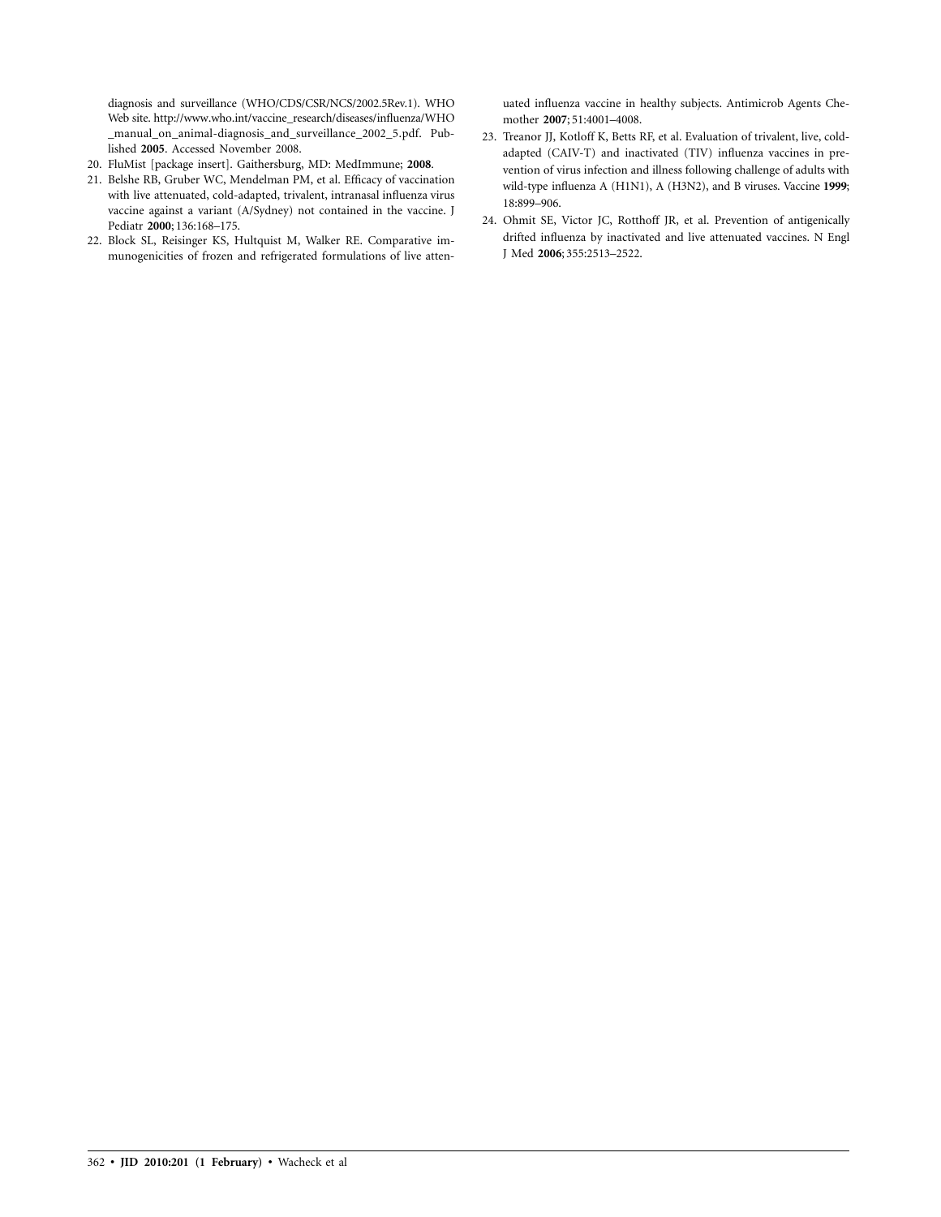diagnosis and surveillance (WHO/CDS/CSR/NCS/2002.5Rev.1). WHO Web site. http://www.who.int/vaccine_research/diseases/influenza/WHO_manual_on_animal-diagnosis_and_surveillance_2002_5.pdf. Published **2005**. Accessed November 2008.

20. FluMist [package insert]. Gaithersburg, MD: MedImmune; **2008**.
21. Belshe RB, Gruber WC, Mendelman PM, et al. Efficacy of vaccination with live attenuated, cold-adapted, trivalent, intranasal influenza virus vaccine against a variant (A/Sydney) not contained in the vaccine. J Pediatr **2000**; 136:168–175.
22. Block SL, Reisinger KS, Hultquist M, Walker RE. Comparative immunogenicities of frozen and refrigerated formulations of live attenuated influenza vaccine in healthy subjects. Antimicrob Agents Chemother **2007**; 51:4001–4008.
23. Treanor JJ, Kotloff K, Betts RF, et al. Evaluation of trivalent, live, cold-adapted (CAIV-T) and inactivated (TIV) influenza vaccines in prevention of virus infection and illness following challenge of adults with wild-type influenza A (H1N1), A (H3N2), and B viruses. Vaccine **1999**; 18:899–906.
24. Ohmit SE, Victor JC, Rotthoff JR, et al. Prevention of antigenically drifted influenza by inactivated and live attenuated vaccines. N Engl J Med **2006**; 355:2513–2522.